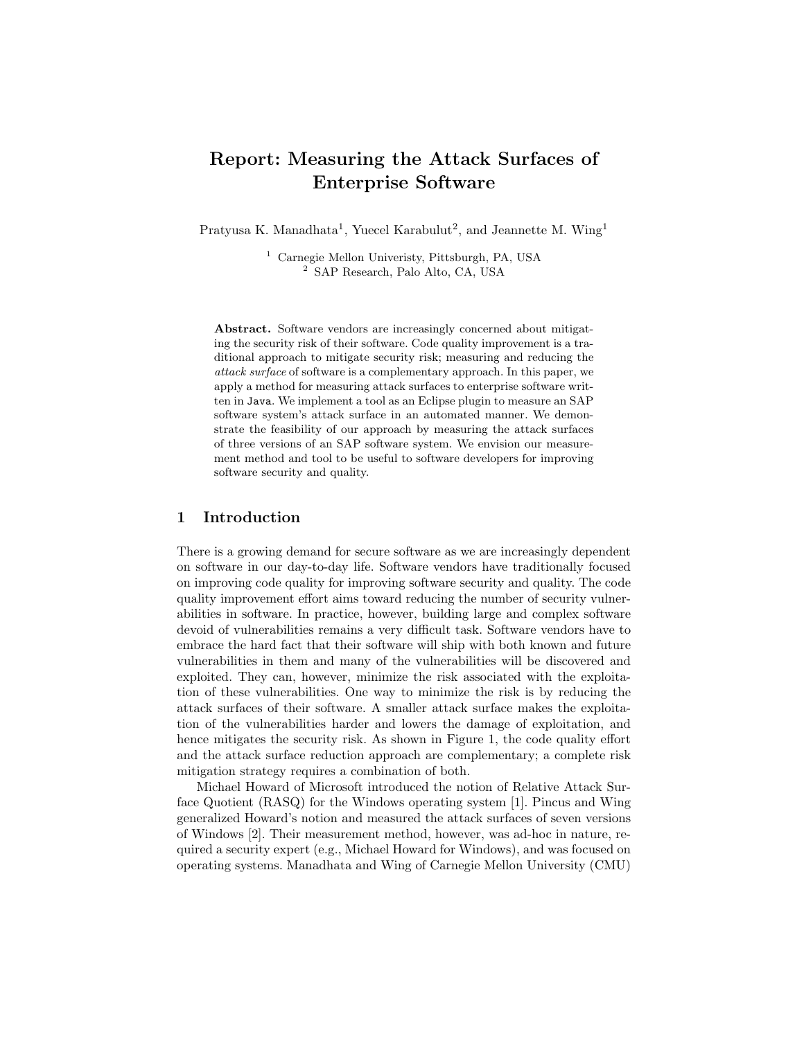# Report: Measuring the Attack Surfaces of Enterprise Software

Pratyusa K. Manadhata[1], Yuecel Karabulut[2], and Jeannette M. Wing[1]

[1] Carnegie Mellon Univeristy, Pittsburgh, PA, USA
[2] SAP Research, Palo Alto, CA, USA

**Abstract.** Software vendors are increasingly concerned about mitigating the security risk of their software. Code quality improvement is a traditional approach to mitigate security risk; measuring and reducing the *attack surface* of software is a complementary approach. In this paper, we apply a method for measuring attack surfaces to enterprise software written in `Java`. We implement a tool as an Eclipse plugin to measure an SAP software system's attack surface in an automated manner. We demonstrate the feasibility of our approach by measuring the attack surfaces of three versions of an SAP software system. We envision our measurement method and tool to be useful to software developers for improving software security and quality.

## 1 Introduction

There is a growing demand for secure software as we are increasingly dependent on software in our day-to-day life. Software vendors have traditionally focused on improving code quality for improving software security and quality. The code quality improvement effort aims toward reducing the number of security vulnerabilities in software. In practice, however, building large and complex software devoid of vulnerabilities remains a very difficult task. Software vendors have to embrace the hard fact that their software will ship with both known and future vulnerabilities in them and many of the vulnerabilities will be discovered and exploited. They can, however, minimize the risk associated with the exploitation of these vulnerabilities. One way to minimize the risk is by reducing the attack surfaces of their software. A smaller attack surface makes the exploitation of the vulnerabilities harder and lowers the damage of exploitation, and hence mitigates the security risk. As shown in Figure 1, the code quality effort and the attack surface reduction approach are complementary; a complete risk mitigation strategy requires a combination of both.

Michael Howard of Microsoft introduced the notion of Relative Attack Surface Quotient (RASQ) for the Windows operating system [1]. Pincus and Wing generalized Howard's notion and measured the attack surfaces of seven versions of Windows [2]. Their measurement method, however, was ad-hoc in nature, required a security expert (e.g., Michael Howard for Windows), and was focused on operating systems. Manadhata and Wing of Carnegie Mellon University (CMU)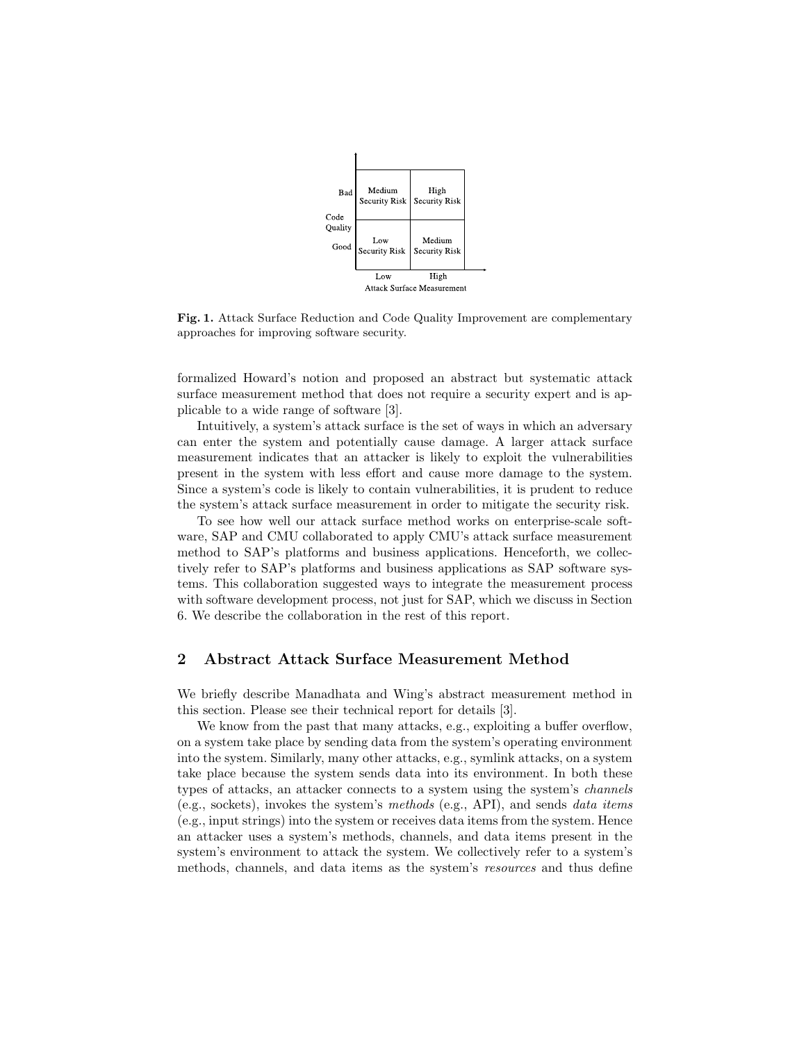Bad

Code
Quality

Good

Medium
Security Risk

High
Security Risk

Low
Security Risk

Medium
Security Risk

Low

High

Attack Surface Measurement

**Fig. 1.** Attack Surface Reduction and Code Quality Improvement are complementary approaches for improving software security.

formalized Howard's notion and proposed an abstract but systematic attack surface measurement method that does not require a security expert and is applicable to a wide range of software [3].

Intuitively, a system's attack surface is the set of ways in which an adversary can enter the system and potentially cause damage. A larger attack surface measurement indicates that an attacker is likely to exploit the vulnerabilities present in the system with less effort and cause more damage to the system. Since a system's code is likely to contain vulnerabilities, it is prudent to reduce the system's attack surface measurement in order to mitigate the security risk.

To see how well our attack surface method works on enterprise-scale software, SAP and CMU collaborated to apply CMU's attack surface measurement method to SAP's platforms and business applications. Henceforth, we collectively refer to SAP's platforms and business applications as SAP software systems. This collaboration suggested ways to integrate the measurement process with software development process, not just for SAP, which we discuss in Section 6. We describe the collaboration in the rest of this report.

## 2 Abstract Attack Surface Measurement Method

We briefly describe Manadhata and Wing's abstract measurement method in this section. Please see their technical report for details [3].

We know from the past that many attacks, e.g., exploiting a buffer overflow, on a system take place by sending data from the system's operating environment into the system. Similarly, many other attacks, e.g., symlink attacks, on a system take place because the system sends data into its environment. In both these types of attacks, an attacker connects to a system using the system's *channels* (e.g., sockets), invokes the system's *methods* (e.g., API), and sends *data items* (e.g., input strings) into the system or receives data items from the system. Hence an attacker uses a system's methods, channels, and data items present in the system's environment to attack the system. We collectively refer to a system's methods, channels, and data items as the system's *resources* and thus define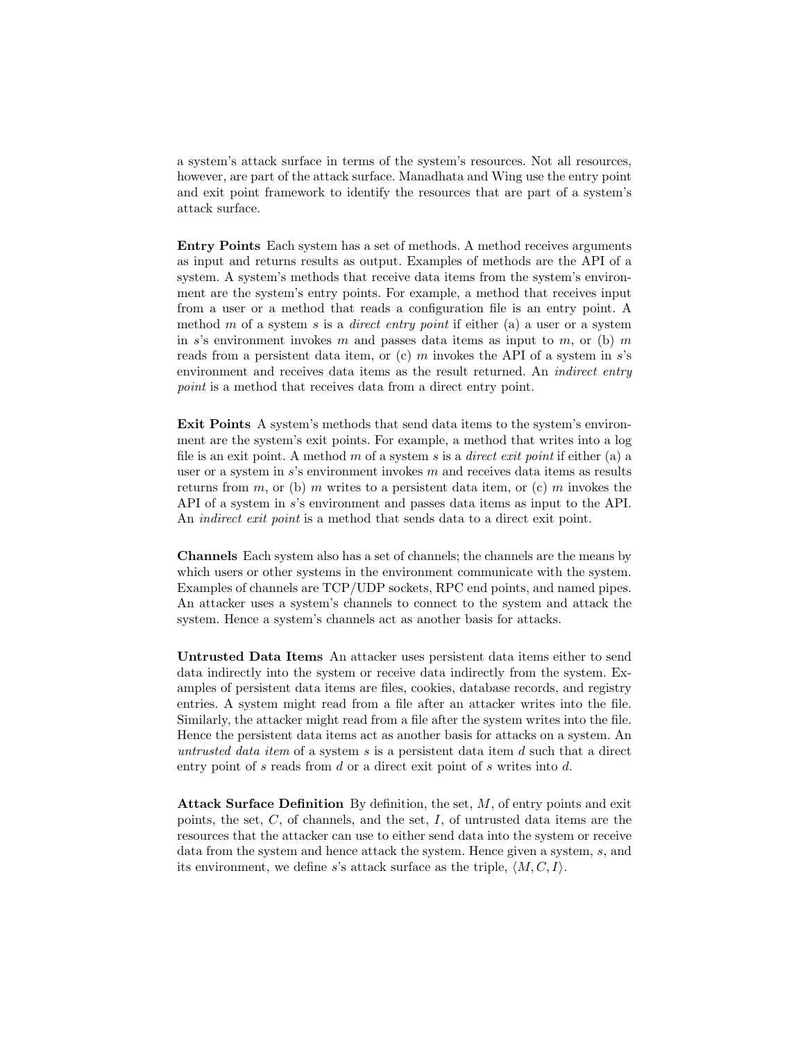a system's attack surface in terms of the system's resources. Not all resources, however, are part of the attack surface. Manadhata and Wing use the entry point and exit point framework to identify the resources that are part of a system's attack surface.

**Entry Points** Each system has a set of methods. A method receives arguments as input and returns results as output. Examples of methods are the API of a system. A system's methods that receive data items from the system's environment are the system's entry points. For example, a method that receives input from a user or a method that reads a configuration file is an entry point. A method $m$ of a system $s$ is a *direct entry point* if either (a) a user or a system in $s$'s environment invokes $m$ and passes data items as input to $m$, or (b) $m$ reads from a persistent data item, or (c) $m$ invokes the API of a system in $s$'s environment and receives data items as the result returned. An *indirect entry point* is a method that receives data from a direct entry point.

**Exit Points** A system's methods that send data items to the system's environment are the system's exit points. For example, a method that writes into a log file is an exit point. A method $m$ of a system $s$ is a *direct exit point* if either (a) a user or a system in $s$'s environment invokes $m$ and receives data items as results returns from $m$, or (b) $m$ writes to a persistent data item, or (c) $m$ invokes the API of a system in $s$'s environment and passes data items as input to the API. An *indirect exit point* is a method that sends data to a direct exit point.

**Channels** Each system also has a set of channels; the channels are the means by which users or other systems in the environment communicate with the system. Examples of channels are TCP/UDP sockets, RPC end points, and named pipes. An attacker uses a system's channels to connect to the system and attack the system. Hence a system's channels act as another basis for attacks.

**Untrusted Data Items** An attacker uses persistent data items either to send data indirectly into the system or receive data indirectly from the system. Examples of persistent data items are files, cookies, database records, and registry entries. A system might read from a file after an attacker writes into the file. Similarly, the attacker might read from a file after the system writes into the file. Hence the persistent data items act as another basis for attacks on a system. An *untrusted data item* of a system $s$ is a persistent data item $d$ such that a direct entry point of $s$ reads from $d$ or a direct exit point of $s$ writes into $d$.

**Attack Surface Definition** By definition, the set, $M$, of entry points and exit points, the set, $C$, of channels, and the set, $I$, of untrusted data items are the resources that the attacker can use to either send data into the system or receive data from the system and hence attack the system. Hence given a system, $s$, and its environment, we define $s$'s attack surface as the triple, $\langle M, C, I \rangle$.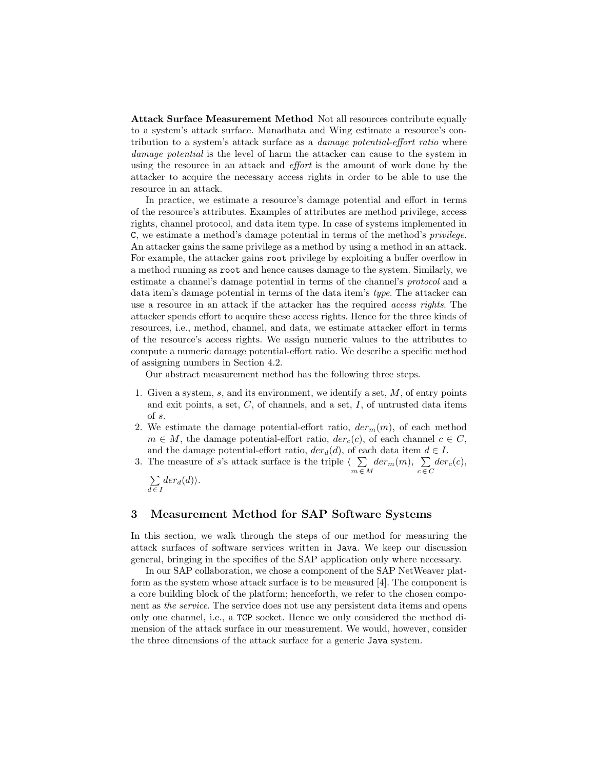**Attack Surface Measurement Method** Not all resources contribute equally to a system's attack surface. Manadhata and Wing estimate a resource's contribution to a system's attack surface as a *damage potential-effort ratio* where *damage potential* is the level of harm the attacker can cause to the system in using the resource in an attack and *effort* is the amount of work done by the attacker to acquire the necessary access rights in order to be able to use the resource in an attack.

In practice, we estimate a resource's damage potential and effort in terms of the resource's attributes. Examples of attributes are method privilege, access rights, channel protocol, and data item type. In case of systems implemented in `C`, we estimate a method's damage potential in terms of the method's *privilege*. An attacker gains the same privilege as a method by using a method in an attack. For example, the attacker gains `root` privilege by exploiting a buffer overflow in a method running as `root` and hence causes damage to the system. Similarly, we estimate a channel's damage potential in terms of the channel's *protocol* and a data item's damage potential in terms of the data item's *type*. The attacker can use a resource in an attack if the attacker has the required *access rights*. The attacker spends effort to acquire these access rights. Hence for the three kinds of resources, i.e., method, channel, and data, we estimate attacker effort in terms of the resource's access rights. We assign numeric values to the attributes to compute a numeric damage potential-effort ratio. We describe a specific method of assigning numbers in Section 4.2.

Our abstract measurement method has the following three steps.

1. Given a system, $s$, and its environment, we identify a set, $M$, of entry points and exit points, a set, $C$, of channels, and a set, $I$, of untrusted data items of $s$.
2. We estimate the damage potential-effort ratio, $der_m(m)$, of each method $m \in M$, the damage potential-effort ratio, $der_c(c)$, of each channel $c \in C$, and the damage potential-effort ratio, $der_d(d)$, of each data item $d \in I$.
3. The measure of $s$'s attack surface is the triple $\langle \sum_{m \in M} der_m(m), \sum_{c \in C} der_c(c), \sum_{d \in I} der_d(d) \rangle$.

## 3 Measurement Method for SAP Software Systems

In this section, we walk through the steps of our method for measuring the attack surfaces of software services written in `Java`. We keep our discussion general, bringing in the specifics of the SAP application only where necessary.

In our SAP collaboration, we chose a component of the SAP NetWeaver platform as the system whose attack surface is to be measured [4]. The component is a core building block of the platform; henceforth, we refer to the chosen component as *the service*. The service does not use any persistent data items and opens only one channel, i.e., a `TCP` socket. Hence we only considered the method dimension of the attack surface in our measurement. We would, however, consider the three dimensions of the attack surface for a generic `Java` system.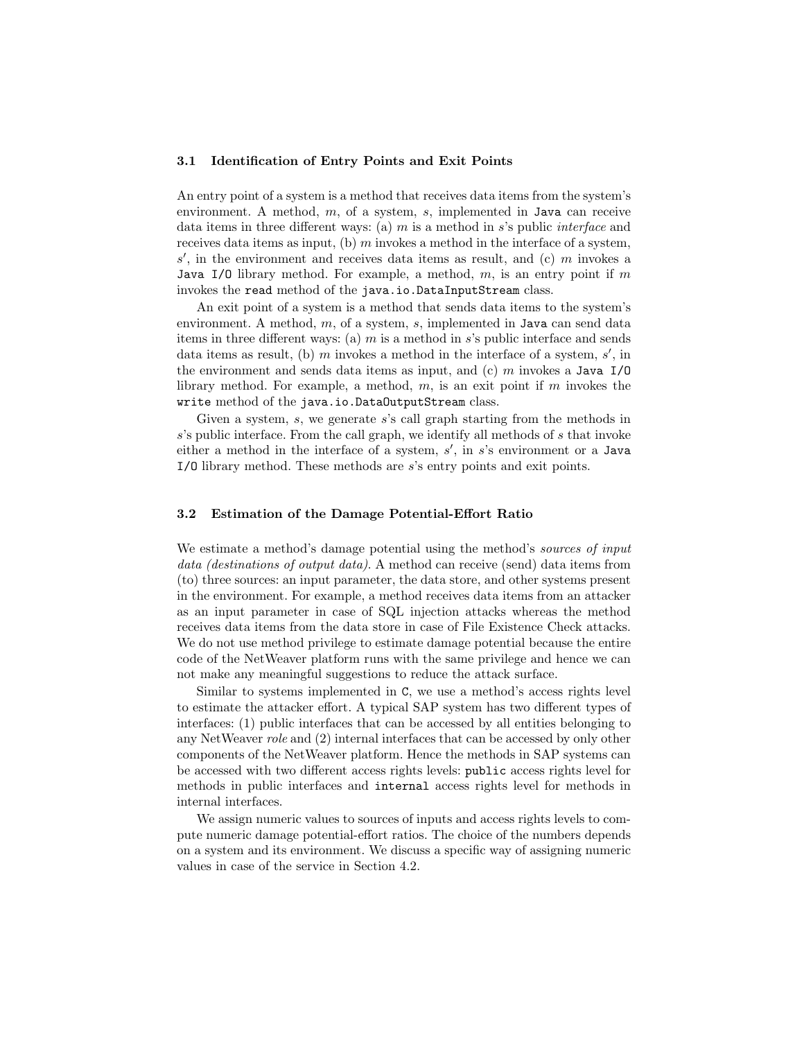### 3.1 Identification of Entry Points and Exit Points

An entry point of a system is a method that receives data items from the system's environment. A method, $m$, of a system, $s$, implemented in `Java` can receive data items in three different ways: (a) $m$ is a method in $s$'s public *interface* and receives data items as input, (b) $m$ invokes a method in the interface of a system, $s'$, in the environment and receives data items as result, and (c) $m$ invokes a `Java I/O` library method. For example, a method, $m$, is an entry point if $m$ invokes the `read` method of the `java.io.DataInputStream` class.

An exit point of a system is a method that sends data items to the system's environment. A method, $m$, of a system, $s$, implemented in `Java` can send data items in three different ways: (a) $m$ is a method in $s$'s public interface and sends data items as result, (b) $m$ invokes a method in the interface of a system, $s'$, in the environment and sends data items as input, and (c) $m$ invokes a `Java I/O` library method. For example, a method, $m$, is an exit point if $m$ invokes the `write` method of the `java.io.DataOutputStream` class.

Given a system, $s$, we generate $s$'s call graph starting from the methods in $s$'s public interface. From the call graph, we identify all methods of $s$ that invoke either a method in the interface of a system, $s'$, in $s$'s environment or a `Java I/O` library method. These methods are $s$'s entry points and exit points.

### 3.2 Estimation of the Damage Potential-Effort Ratio

We estimate a method's damage potential using the method's *sources of input data (destinations of output data)*. A method can receive (send) data items from (to) three sources: an input parameter, the data store, and other systems present in the environment. For example, a method receives data items from an attacker as an input parameter in case of SQL injection attacks whereas the method receives data items from the data store in case of File Existence Check attacks. We do not use method privilege to estimate damage potential because the entire code of the NetWeaver platform runs with the same privilege and hence we can not make any meaningful suggestions to reduce the attack surface.

Similar to systems implemented in `C`, we use a method's access rights level to estimate the attacker effort. A typical SAP system has two different types of interfaces: (1) public interfaces that can be accessed by all entities belonging to any NetWeaver *role* and (2) internal interfaces that can be accessed by only other components of the NetWeaver platform. Hence the methods in SAP systems can be accessed with two different access rights levels: `public` access rights level for methods in public interfaces and `internal` access rights level for methods in internal interfaces.

We assign numeric values to sources of inputs and access rights levels to compute numeric damage potential-effort ratios. The choice of the numbers depends on a system and its environment. We discuss a specific way of assigning numeric values in case of the service in Section 4.2.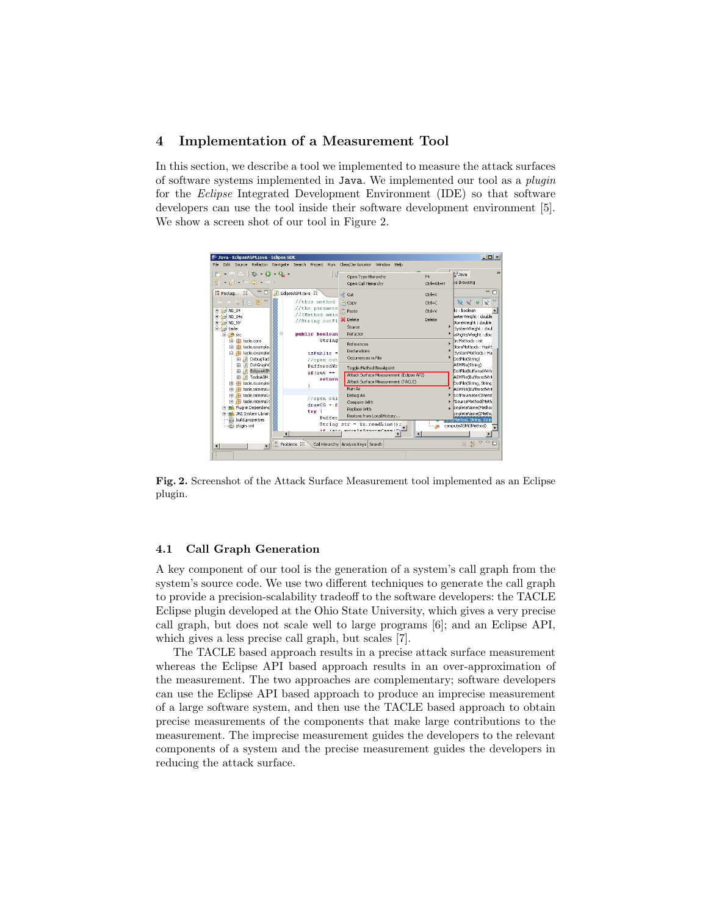## 4 Implementation of a Measurement Tool

In this section, we describe a tool we implemented to measure the attack surfaces of software systems implemented in Java. We implemented our tool as a *plugin* for the *Eclipse* Integrated Development Environment (IDE) so that software developers can use the tool inside their software development environment [5]. We show a screen shot of our tool in Figure 2.

**Fig. 2.** Screenshot of the Attack Surface Measurement tool implemented as an Eclipse plugin.

### 4.1 Call Graph Generation

A key component of our tool is the generation of a system's call graph from the system's source code. We use two different techniques to generate the call graph to provide a precision-scalability tradeoff to the software developers: the TACLE Eclipse plugin developed at the Ohio State University, which gives a very precise call graph, but does not scale well to large programs [6]; and an Eclipse API, which gives a less precise call graph, but scales [7].

The TACLE based approach results in a precise attack surface measurement whereas the Eclipse API based approach results in an over-approximation of the measurement. The two approaches are complementary; software developers can use the Eclipse API based approach to produce an imprecise measurement of a large software system, and then use the TACLE based approach to obtain precise measurements of the components that make large contributions to the measurement. The imprecise measurement guides the developers to the relevant components of a system and the precise measurement guides the developers in reducing the attack surface.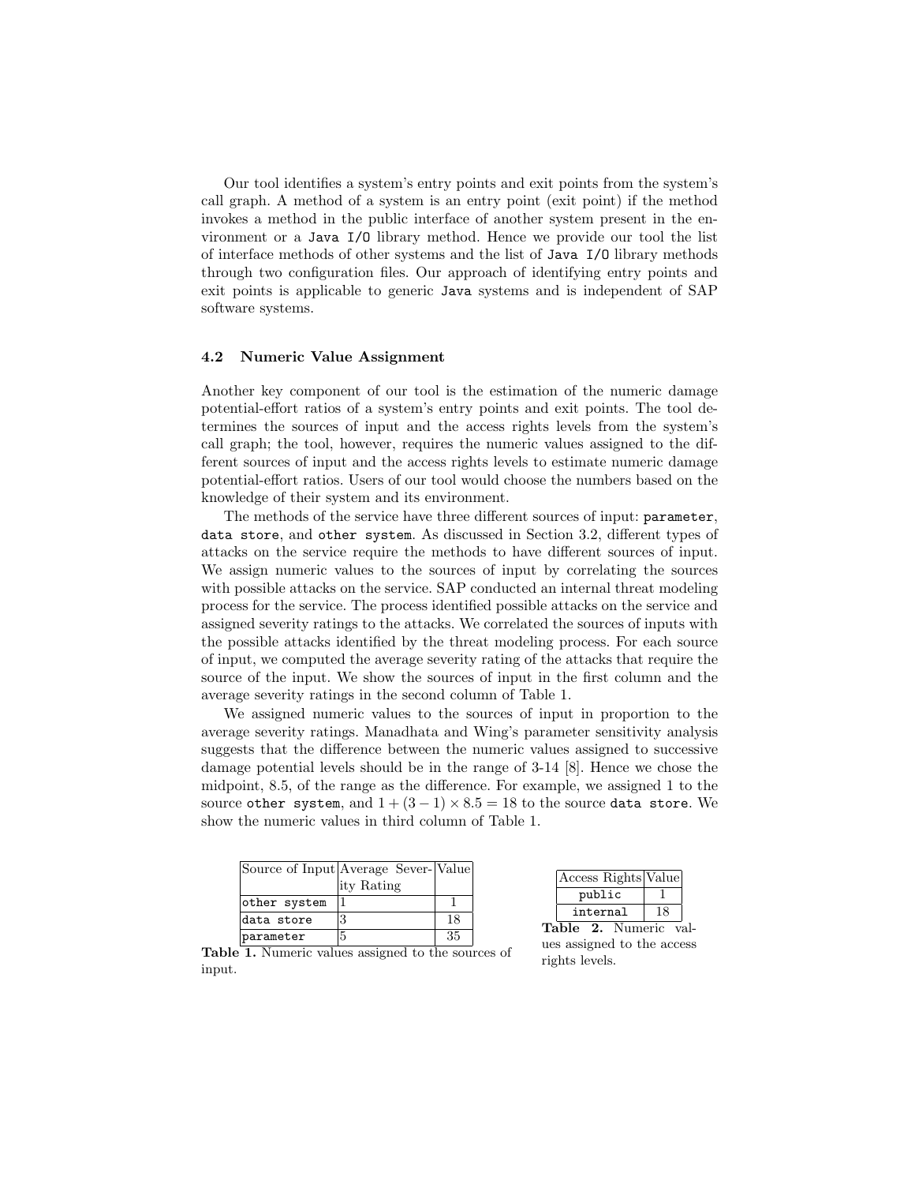Our tool identifies a system's entry points and exit points from the system's call graph. A method of a system is an entry point (exit point) if the method invokes a method in the public interface of another system present in the environment or a `Java I/O` library method. Hence we provide our tool the list of interface methods of other systems and the list of `Java I/O` library methods through two configuration files. Our approach of identifying entry points and exit points is applicable to generic `Java` systems and is independent of SAP software systems.

### 4.2 Numeric Value Assignment

Another key component of our tool is the estimation of the numeric damage potential-effort ratios of a system's entry points and exit points. The tool determines the sources of input and the access rights levels from the system's call graph; the tool, however, requires the numeric values assigned to the different sources of input and the access rights levels to estimate numeric damage potential-effort ratios. Users of our tool would choose the numbers based on the knowledge of their system and its environment.

The methods of the service have three different sources of input: `parameter`, `data store`, and `other system`. As discussed in Section 3.2, different types of attacks on the service require the methods to have different sources of input. We assign numeric values to the sources of input by correlating the sources with possible attacks on the service. SAP conducted an internal threat modeling process for the service. The process identified possible attacks on the service and assigned severity ratings to the attacks. We correlated the sources of inputs with the possible attacks identified by the threat modeling process. For each source of input, we computed the average severity rating of the attacks that require the source of the input. We show the sources of input in the first column and the average severity ratings in the second column of Table 1.

We assigned numeric values to the sources of input in proportion to the average severity ratings. Manadhata and Wing's parameter sensitivity analysis suggests that the difference between the numeric values assigned to successive damage potential levels should be in the range of 3-14 [8]. Hence we chose the midpoint, 8.5, of the range as the difference. For example, we assigned 1 to the source `other system`, and $1 + (3 - 1) \times 8.5 = 18$ to the source `data store`. We show the numeric values in third column of Table 1.

| Source of Input | Average Severity Rating | Value |
|---|---|---|
| `other system` | 1 | 1 |
| `data store` | 3 | 18 |
| `parameter` | 5 | 35 |

**Table 1.** Numeric values assigned to the sources of input.

| Access Rights | Value |
|---|---|
| `public` | 1 |
| `internal` | 18 |

**Table 2.** Numeric values assigned to the access rights levels.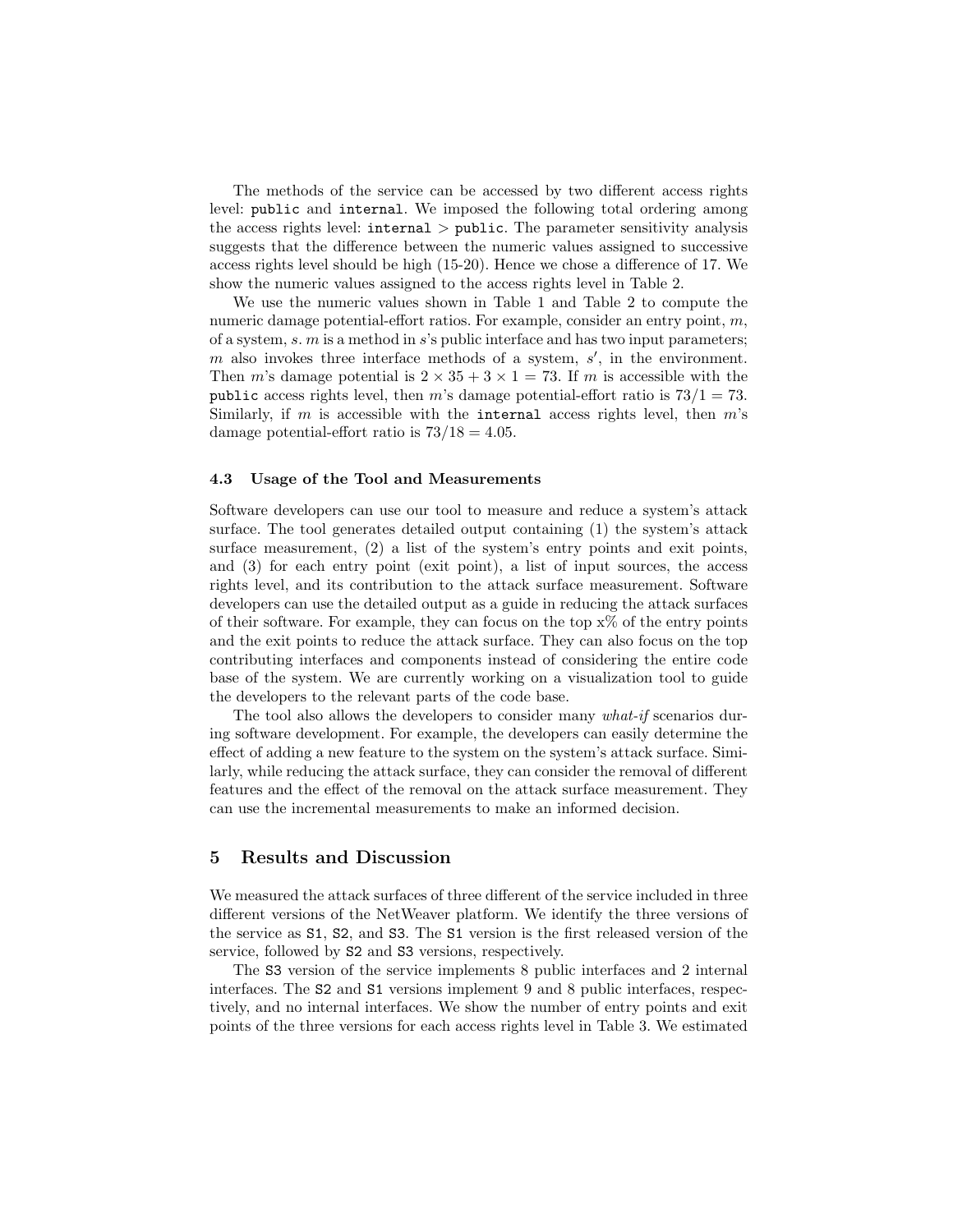The methods of the service can be accessed by two different access rights level: `public` and `internal`. We imposed the following total ordering among the access rights level: `internal` > `public`. The parameter sensitivity analysis suggests that the difference between the numeric values assigned to successive access rights level should be high (15-20). Hence we chose a difference of 17. We show the numeric values assigned to the access rights level in Table 2.

We use the numeric values shown in Table 1 and Table 2 to compute the numeric damage potential-effort ratios. For example, consider an entry point, $m$, of a system, $s$. $m$ is a method in $s$'s public interface and has two input parameters; $m$ also invokes three interface methods of a system, $s'$, in the environment. Then $m$'s damage potential is $2 \times 35 + 3 \times 1 = 73$. If $m$ is accessible with the `public` access rights level, then $m$'s damage potential-effort ratio is $73/1 = 73$. Similarly, if $m$ is accessible with the `internal` access rights level, then $m$'s damage potential-effort ratio is $73/18 = 4.05$.

### 4.3 Usage of the Tool and Measurements

Software developers can use our tool to measure and reduce a system's attack surface. The tool generates detailed output containing (1) the system's attack surface measurement, (2) a list of the system's entry points and exit points, and (3) for each entry point (exit point), a list of input sources, the access rights level, and its contribution to the attack surface measurement. Software developers can use the detailed output as a guide in reducing the attack surfaces of their software. For example, they can focus on the top x% of the entry points and the exit points to reduce the attack surface. They can also focus on the top contributing interfaces and components instead of considering the entire code base of the system. We are currently working on a visualization tool to guide the developers to the relevant parts of the code base.

The tool also allows the developers to consider many *what-if* scenarios during software development. For example, the developers can easily determine the effect of adding a new feature to the system on the system's attack surface. Similarly, while reducing the attack surface, they can consider the removal of different features and the effect of the removal on the attack surface measurement. They can use the incremental measurements to make an informed decision.

## 5 Results and Discussion

We measured the attack surfaces of three different of the service included in three different versions of the NetWeaver platform. We identify the three versions of the service as `S1`, `S2`, and `S3`. The `S1` version is the first released version of the service, followed by `S2` and `S3` versions, respectively.

The `S3` version of the service implements 8 public interfaces and 2 internal interfaces. The `S2` and `S1` versions implement 9 and 8 public interfaces, respectively, and no internal interfaces. We show the number of entry points and exit points of the three versions for each access rights level in Table 3. We estimated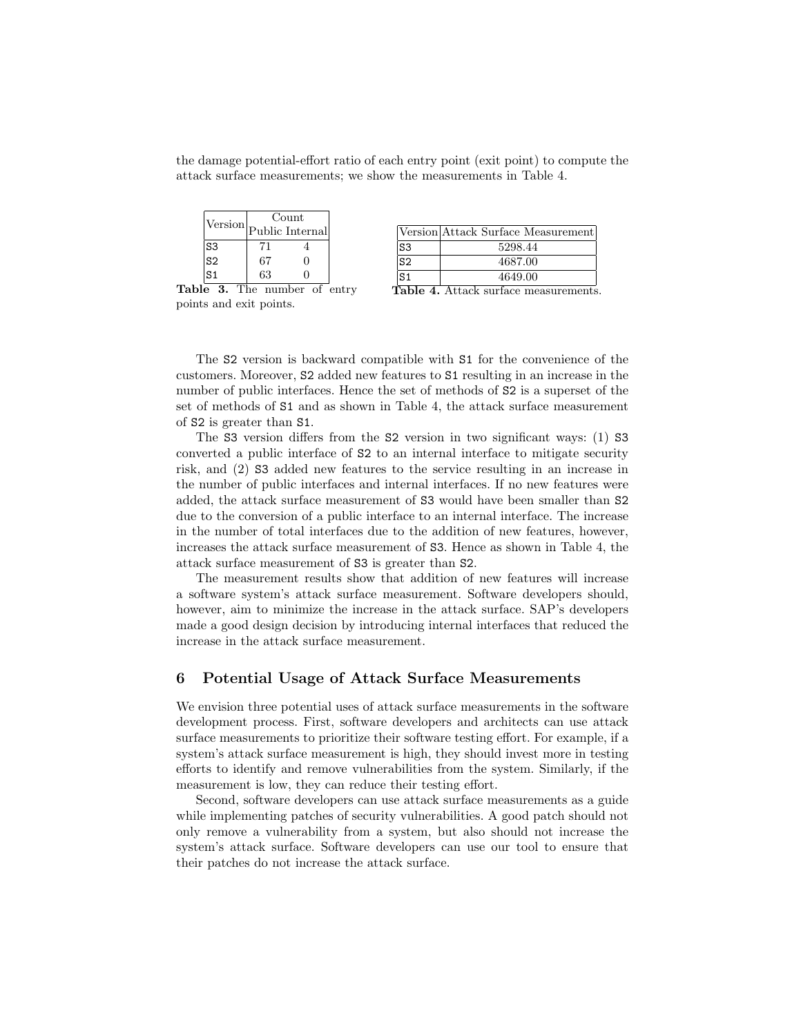the damage potential-effort ratio of each entry point (exit point) to compute the attack surface measurements; we show the measurements in Table 4.

| Version | Count | |
|---|---|---|
| | Public | Internal |
| S3 | 71 | 4 |
| S2 | 67 | 0 |
| S1 | 63 | 0 |

**Table 3.** The number of entry points and exit points.

| Version | Attack Surface Measurement |
|---|---|
| S3 | 5298.44 |
| S2 | 4687.00 |
| S1 | 4649.00 |

**Table 4.** Attack surface measurements.

The S2 version is backward compatible with S1 for the convenience of the customers. Moreover, S2 added new features to S1 resulting in an increase in the number of public interfaces. Hence the set of methods of S2 is a superset of the set of methods of S1 and as shown in Table 4, the attack surface measurement of S2 is greater than S1.

The S3 version differs from the S2 version in two significant ways: (1) S3 converted a public interface of S2 to an internal interface to mitigate security risk, and (2) S3 added new features to the service resulting in an increase in the number of public interfaces and internal interfaces. If no new features were added, the attack surface measurement of S3 would have been smaller than S2 due to the conversion of a public interface to an internal interface. The increase in the number of total interfaces due to the addition of new features, however, increases the attack surface measurement of S3. Hence as shown in Table 4, the attack surface measurement of S3 is greater than S2.

The measurement results show that addition of new features will increase a software system's attack surface measurement. Software developers should, however, aim to minimize the increase in the attack surface. SAP's developers made a good design decision by introducing internal interfaces that reduced the increase in the attack surface measurement.

## 6 Potential Usage of Attack Surface Measurements

We envision three potential uses of attack surface measurements in the software development process. First, software developers and architects can use attack surface measurements to prioritize their software testing effort. For example, if a system's attack surface measurement is high, they should invest more in testing efforts to identify and remove vulnerabilities from the system. Similarly, if the measurement is low, they can reduce their testing effort.

Second, software developers can use attack surface measurements as a guide while implementing patches of security vulnerabilities. A good patch should not only remove a vulnerability from a system, but also should not increase the system's attack surface. Software developers can use our tool to ensure that their patches do not increase the attack surface.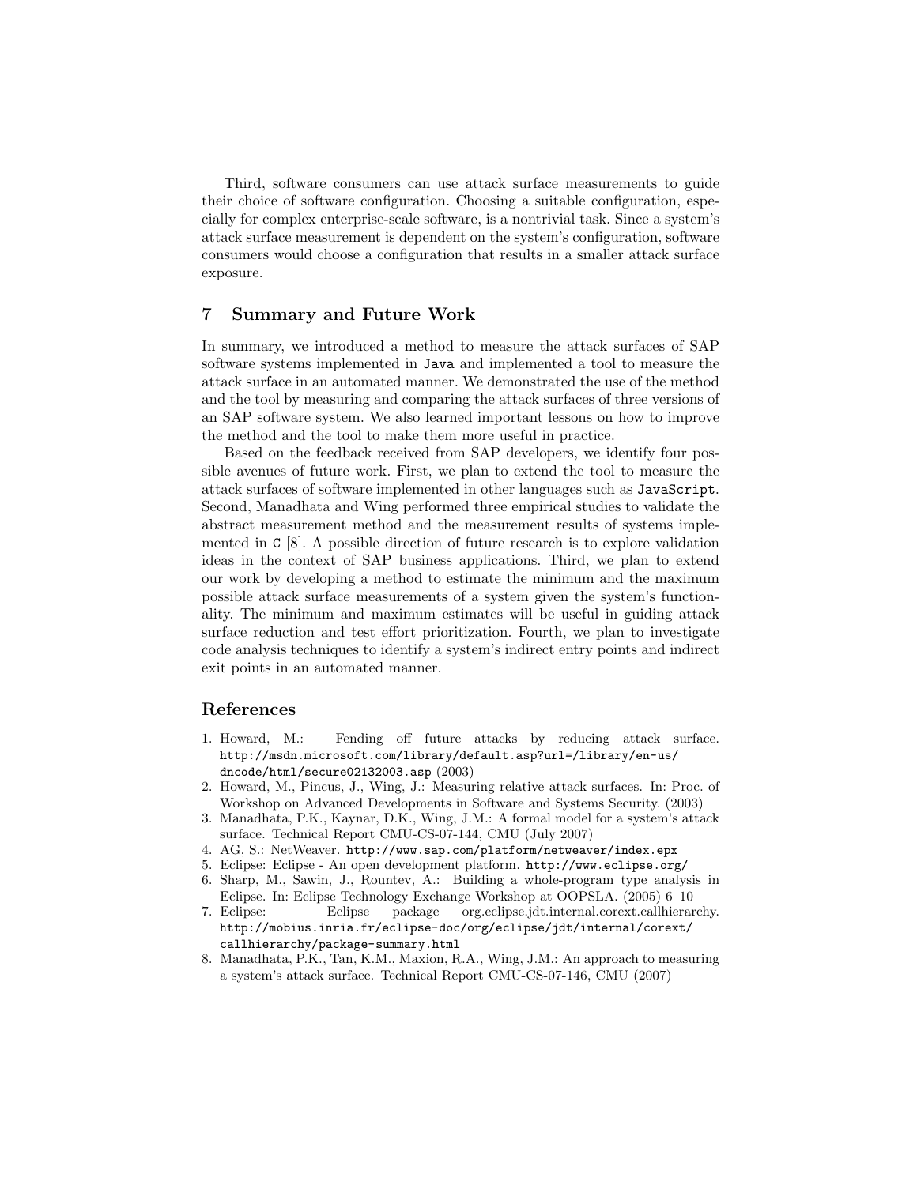Third, software consumers can use attack surface measurements to guide their choice of software configuration. Choosing a suitable configuration, especially for complex enterprise-scale software, is a nontrivial task. Since a system's attack surface measurement is dependent on the system's configuration, software consumers would choose a configuration that results in a smaller attack surface exposure.

## 7 Summary and Future Work

In summary, we introduced a method to measure the attack surfaces of SAP software systems implemented in `Java` and implemented a tool to measure the attack surface in an automated manner. We demonstrated the use of the method and the tool by measuring and comparing the attack surfaces of three versions of an SAP software system. We also learned important lessons on how to improve the method and the tool to make them more useful in practice.

Based on the feedback received from SAP developers, we identify four possible avenues of future work. First, we plan to extend the tool to measure the attack surfaces of software implemented in other languages such as `JavaScript`. Second, Manadhata and Wing performed three empirical studies to validate the abstract measurement method and the measurement results of systems implemented in `C` [8]. A possible direction of future research is to explore validation ideas in the context of SAP business applications. Third, we plan to extend our work by developing a method to estimate the minimum and the maximum possible attack surface measurements of a system given the system's functionality. The minimum and maximum estimates will be useful in guiding attack surface reduction and test effort prioritization. Fourth, we plan to investigate code analysis techniques to identify a system's indirect entry points and indirect exit points in an automated manner.

## References

1. Howard, M.: Fending off future attacks by reducing attack surface. `http://msdn.microsoft.com/library/default.asp?url=/library/en-us/dncode/html/secure02132003.asp` (2003)
2. Howard, M., Pincus, J., Wing, J.: Measuring relative attack surfaces. In: Proc. of Workshop on Advanced Developments in Software and Systems Security. (2003)
3. Manadhata, P.K., Kaynar, D.K., Wing, J.M.: A formal model for a system's attack surface. Technical Report CMU-CS-07-144, CMU (July 2007)
4. AG, S.: NetWeaver. `http://www.sap.com/platform/netweaver/index.epx`
5. Eclipse: Eclipse - An open development platform. `http://www.eclipse.org/`
6. Sharp, M., Sawin, J., Rountev, A.: Building a whole-program type analysis in Eclipse. In: Eclipse Technology Exchange Workshop at OOPSLA. (2005) 6–10
7. Eclipse: Eclipse package org.eclipse.jdt.internal.corext.callhierarchy. `http://mobius.inria.fr/eclipse-doc/org/eclipse/jdt/internal/corext/callhierarchy/package-summary.html`
8. Manadhata, P.K., Tan, K.M., Maxion, R.A., Wing, J.M.: An approach to measuring a system's attack surface. Technical Report CMU-CS-07-146, CMU (2007)